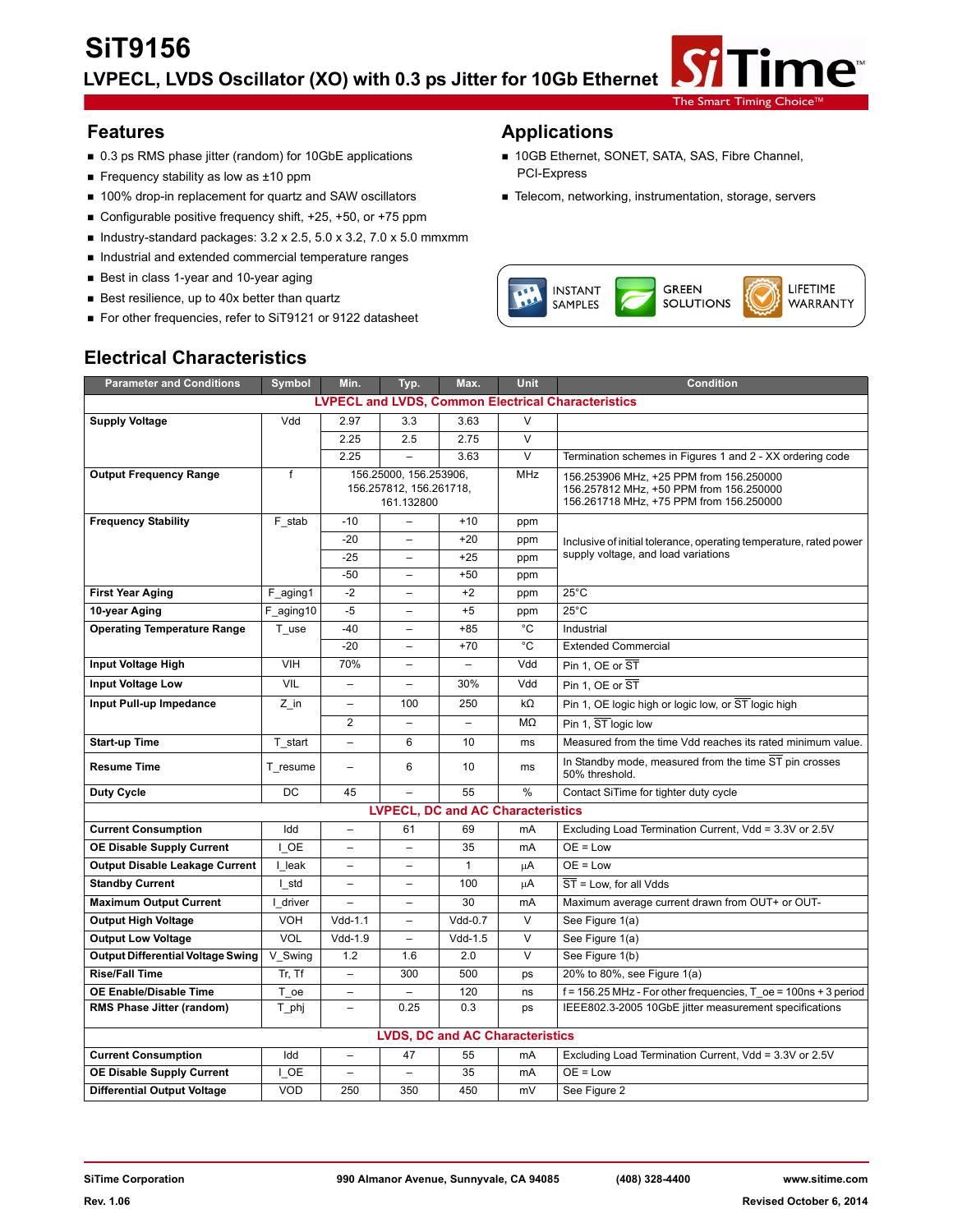# SiT9156

## LVPECL, LVDS Oscillator (XO) with 0.3 ps Jitter for 10Gb Ethernet

## Features

- 0.3 ps RMS phase jitter (random) for 10GbE applications
- Frequency stability as low as ±10 ppm
- 100% drop-in replacement for quartz and SAW oscillators
- Configurable positive frequency shift, +25, +50, or +75 ppm
- Industry-standard packages: 3.2 x 2.5, 5.0 x 3.2, 7.0 x 5.0 mmxmm
- Industrial and extended commercial temperature ranges
- Best in class 1-year and 10-year aging
- Best resilience, up to 40x better than quartz
- For other frequencies, refer to SiT9121 or 9122 datasheet

## Applications

- 10GB Ethernet, SONET, SATA, SAS, Fibre Channel, PCI-Express
- Telecom, networking, instrumentation, storage, servers

INSTANT SAMPLES | GREEN SOLUTIONS | LIFETIME WARRANTY

## Electrical Characteristics

| Parameter and Conditions | Symbol | Min. | Typ. | Max. | Unit | Condition |
|---|---|---|---|---|---|---|
| **LVPECL and LVDS, Common Electrical Characteristics** | | | | | | |
| **Supply Voltage** | Vdd | 2.97 | 3.3 | 3.63 | V | |
| | | 2.25 | 2.5 | 2.75 | V | |
| | | 2.25 | – | 3.63 | V | Termination schemes in Figures 1 and 2 - XX ordering code |
| **Output Frequency Range** | f | 156.25000, 156.253906, 156.257812, 156.261718, 161.132800 | | | MHz | 156.253906 MHz, +25 PPM from 156.250000<br>156.257812 MHz, +50 PPM from 156.250000<br>156.261718 MHz, +75 PPM from 156.250000 |
| **Frequency Stability** | F_stab | -10 | – | +10 | ppm | Inclusive of initial tolerance, operating temperature, rated power supply voltage, and load variations |
| | | -20 | – | +20 | ppm | |
| | | -25 | – | +25 | ppm | |
| | | -50 | – | +50 | ppm | |
| **First Year Aging** | F_aging1 | -2 | – | +2 | ppm | 25°C |
| **10-year Aging** | F_aging10 | -5 | – | +5 | ppm | 25°C |
| **Operating Temperature Range** | T_use | -40 | – | +85 | °C | Industrial |
| | | -20 | – | +70 | °C | Extended Commercial |
| **Input Voltage High** | VIH | 70% | – | – | Vdd | Pin 1, OE or ST̅ |
| **Input Voltage Low** | VIL | – | – | 30% | Vdd | Pin 1, OE or ST̅ |
| **Input Pull-up Impedance** | Z_in | – | 100 | 250 | kΩ | Pin 1, OE logic high or logic low, or ST̅ logic high |
| | | 2 | – | – | MΩ | Pin 1, ST̅ logic low |
| **Start-up Time** | T_start | – | 6 | 10 | ms | Measured from the time Vdd reaches its rated minimum value. |
| **Resume Time** | T_resume | – | 6 | 10 | ms | In Standby mode, measured from the time ST̅ pin crosses 50% threshold. |
| **Duty Cycle** | DC | 45 | – | 55 | % | Contact SiTime for tighter duty cycle |
| **LVPECL, DC and AC Characteristics** | | | | | | |
| **Current Consumption** | Idd | – | 61 | 69 | mA | Excluding Load Termination Current, Vdd = 3.3V or 2.5V |
| **OE Disable Supply Current** | I_OE | – | – | 35 | mA | OE = Low |
| **Output Disable Leakage Current** | I_leak | – | – | 1 | µA | OE = Low |
| **Standby Current** | I_std | – | – | 100 | µA | ST̅ = Low, for all Vdds |
| **Maximum Output Current** | I_driver | – | – | 30 | mA | Maximum average current drawn from OUT+ or OUT- |
| **Output High Voltage** | VOH | Vdd-1.1 | – | Vdd-0.7 | V | See Figure 1(a) |
| **Output Low Voltage** | VOL | Vdd-1.9 | – | Vdd-1.5 | V | See Figure 1(a) |
| **Output Differential Voltage Swing** | V_Swing | 1.2 | 1.6 | 2.0 | V | See Figure 1(b) |
| **Rise/Fall Time** | Tr, Tf | – | 300 | 500 | ps | 20% to 80%, see Figure 1(a) |
| **OE Enable/Disable Time** | T_oe | – | – | 120 | ns | f = 156.25 MHz - For other frequencies, T_oe = 100ns + 3 period |
| **RMS Phase Jitter (random)** | T_phj | – | 0.25 | 0.3 | ps | IEEE802.3-2005 10GbE jitter measurement specifications |
| **LVDS, DC and AC Characteristics** | | | | | | |
| **Current Consumption** | Idd | – | 47 | 55 | mA | Excluding Load Termination Current, Vdd = 3.3V or 2.5V |
| **OE Disable Supply Current** | I_OE | – | – | 35 | mA | OE = Low |
| **Differential Output Voltage** | VOD | 250 | 350 | 450 | mV | See Figure 2 |

SiTime Corporation | 990 Almanor Avenue, Sunnyvale, CA 94085 | (408) 328-4400 | www.sitime.com

Rev. 1.06 | Revised October 6, 2014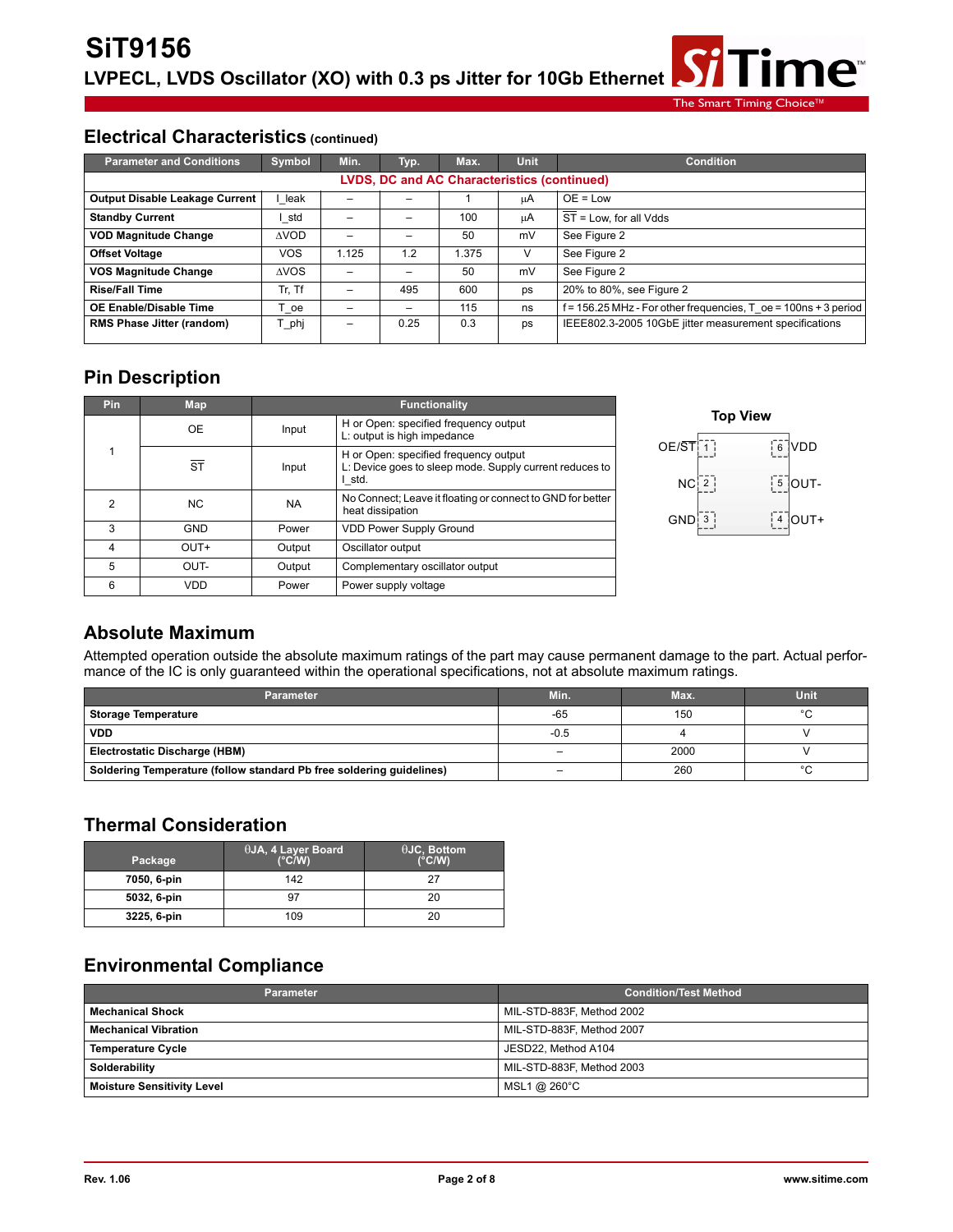## Electrical Characteristics (continued)

| Parameter and Conditions | Symbol | Min. | Typ. | Max. | Unit | Condition |
|---|---|---|---|---|---|---|
| **LVDS, DC and AC Characteristics (continued)** | | | | | | |
| **Output Disable Leakage Current** | I_leak | – | – | 1 | µA | OE = Low |
| **Standby Current** | I_std | – | – | 100 | µA | $\overline{ST}$ = Low, for all Vdds |
| **VOD Magnitude Change** | ΔVOD | – | – | 50 | mV | See Figure 2 |
| **Offset Voltage** | VOS | 1.125 | 1.2 | 1.375 | V | See Figure 2 |
| **VOS Magnitude Change** | ΔVOS | – | – | 50 | mV | See Figure 2 |
| **Rise/Fall Time** | Tr, Tf | – | 495 | 600 | ps | 20% to 80%, see Figure 2 |
| **OE Enable/Disable Time** | T_oe | – | – | 115 | ns | f = 156.25 MHz - For other frequencies, T_oe = 100ns + 3 period |
| **RMS Phase Jitter (random)** | T_phj | – | 0.25 | 0.3 | ps | IEEE802.3-2005 10GbE jitter measurement specifications |

## Pin Description

| Pin | Map | | Functionality |
|---|---|---|---|
| 1 | OE | Input | H or Open: specified frequency output<br>L: output is high impedance |
| | $\overline{ST}$ | Input | H or Open: specified frequency output<br>L: Device goes to sleep mode. Supply current reduces to I_std. |
| 2 | NC | NA | No Connect; Leave it floating or connect to GND for better heat dissipation |
| 3 | GND | Power | VDD Power Supply Ground |
| 4 | OUT+ | Output | Oscillator output |
| 5 | OUT- | Output | Complementary oscillator output |
| 6 | VDD | Power | Power supply voltage |

**Top View**

| Left | Pin | Pin | Right |
|---|---|---|---|
| OE/$\overline{ST}$ | 1 | 6 | VDD |
| NC | 2 | 5 | OUT- |
| GND | 3 | 4 | OUT+ |

## Absolute Maximum

Attempted operation outside the absolute maximum ratings of the part may cause permanent damage to the part. Actual performance of the IC is only guaranteed within the operational specifications, not at absolute maximum ratings.

| Parameter | Min. | Max. | Unit |
|---|---|---|---|
| **Storage Temperature** | -65 | 150 | °C |
| **VDD** | -0.5 | 4 | V |
| **Electrostatic Discharge (HBM)** | – | 2000 | V |
| **Soldering Temperature (follow standard Pb free soldering guidelines)** | – | 260 | °C |

## Thermal Consideration

| Package | θJA, 4 Layer Board (°C/W) | θJC, Bottom (°C/W) |
|---|---|---|
| **7050, 6-pin** | 142 | 27 |
| **5032, 6-pin** | 97 | 20 |
| **3225, 6-pin** | 109 | 20 |

## Environmental Compliance

| Parameter | Condition/Test Method |
|---|---|
| **Mechanical Shock** | MIL-STD-883F, Method 2002 |
| **Mechanical Vibration** | MIL-STD-883F, Method 2007 |
| **Temperature Cycle** | JESD22, Method A104 |
| **Solderability** | MIL-STD-883F, Method 2003 |
| **Moisture Sensitivity Level** | MSL1 @ 260°C |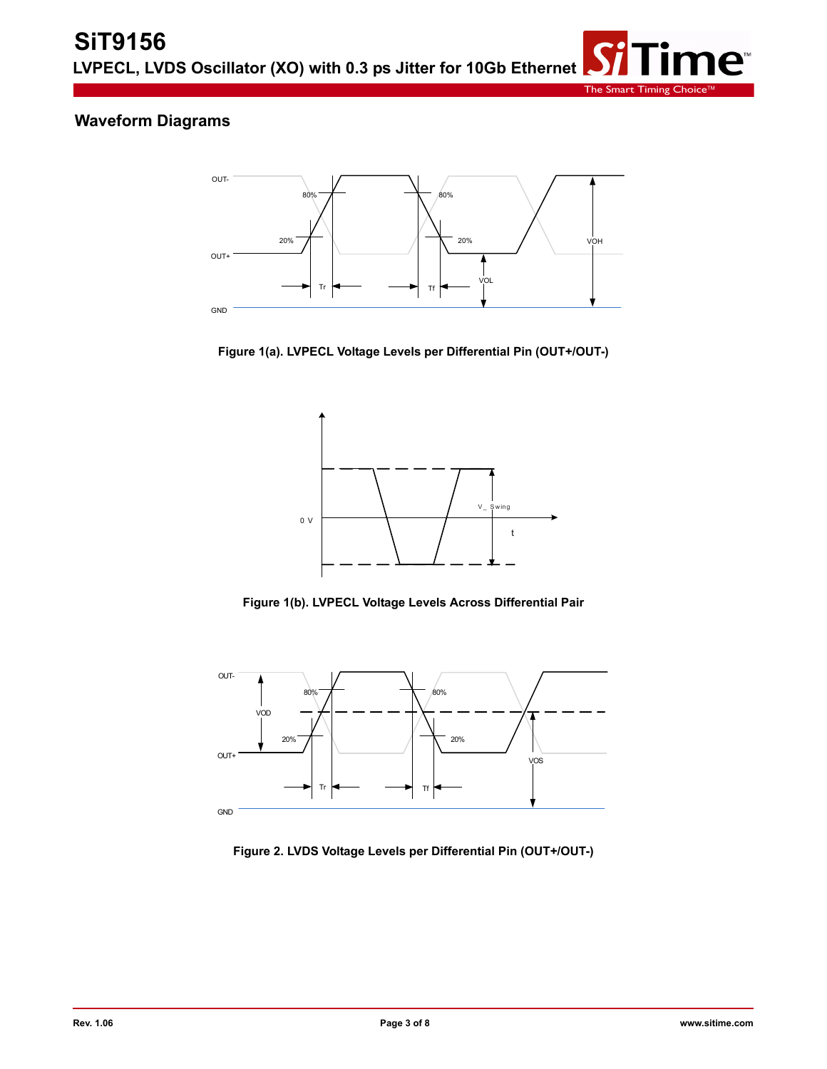## Waveform Diagrams

Figure 1(a). LVPECL Voltage Levels per Differential Pin (OUT+/OUT-)

Figure 1(b). LVPECL Voltage Levels Across Differential Pair

Figure 2. LVDS Voltage Levels per Differential Pin (OUT+/OUT-)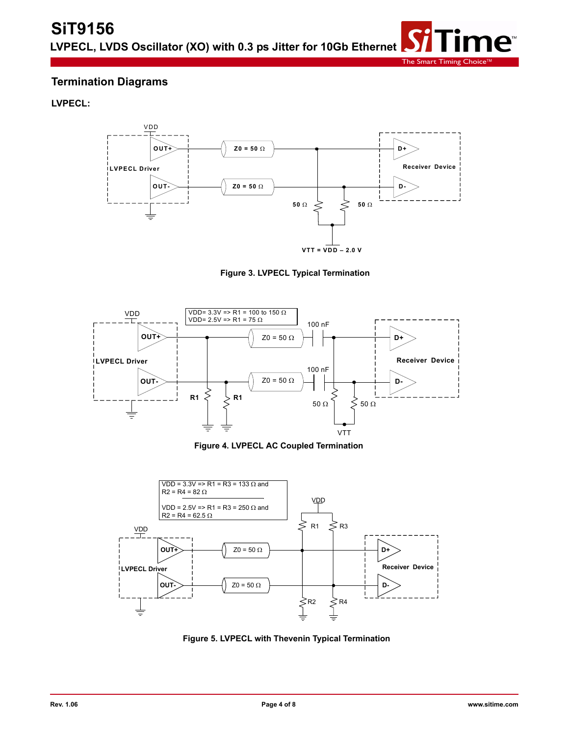## Termination Diagrams

### LVPECL:

Figure 3. LVPECL Typical Termination

VDD= 3.3V => R1 = 100 to 150 Ω
VDD= 2.5V => R1 = 75 Ω

Figure 4. LVPECL AC Coupled Termination

VDD = 3.3V => R1 = R3 = 133 Ω and R2 = R4 = 82 Ω

VDD = 2.5V => R1 = R3 = 250 Ω and R2 = R4 = 62.5 Ω

Figure 5. LVPECL with Thevenin Typical Termination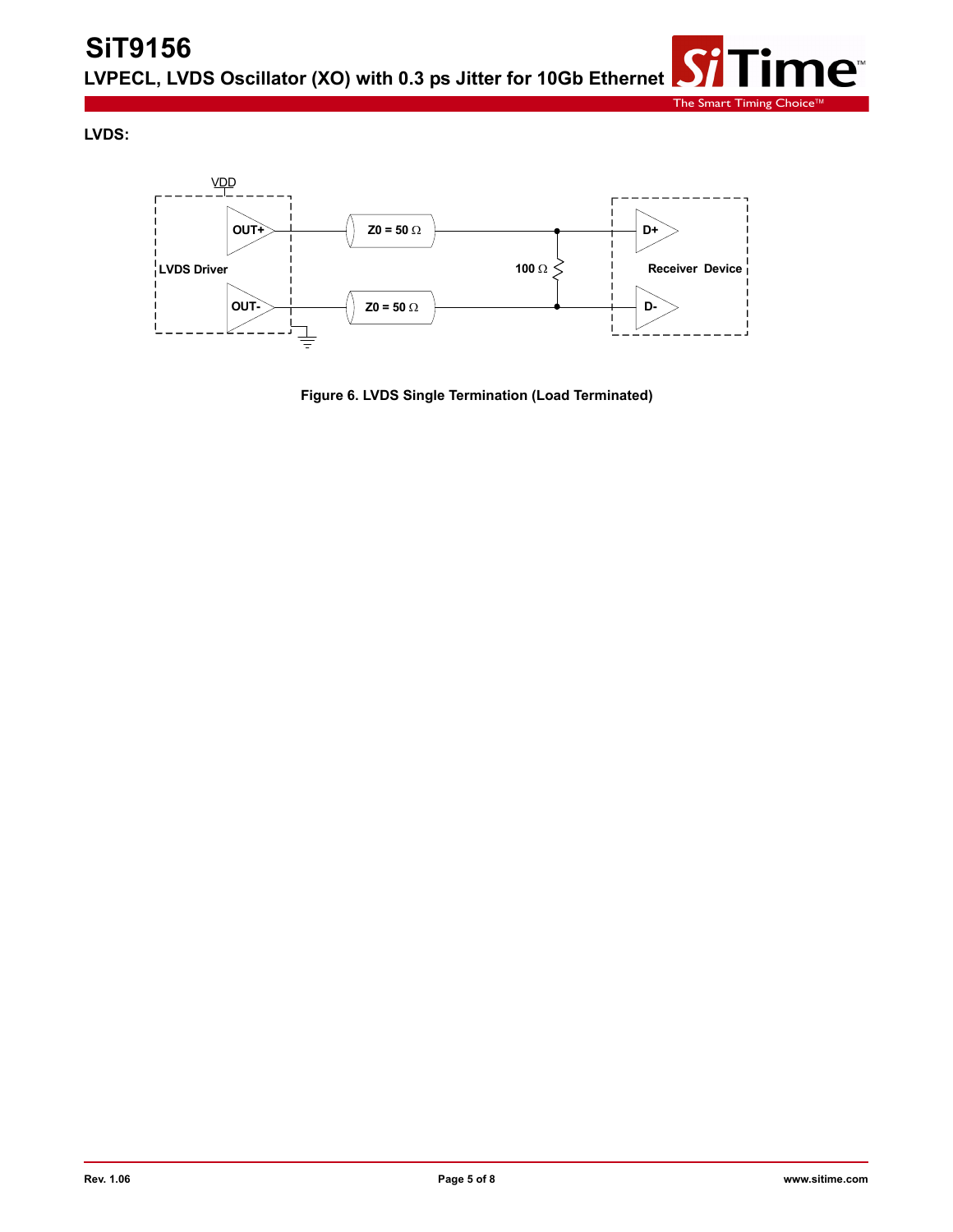**LVDS:**

Figure 6. LVDS Single Termination (Load Terminated)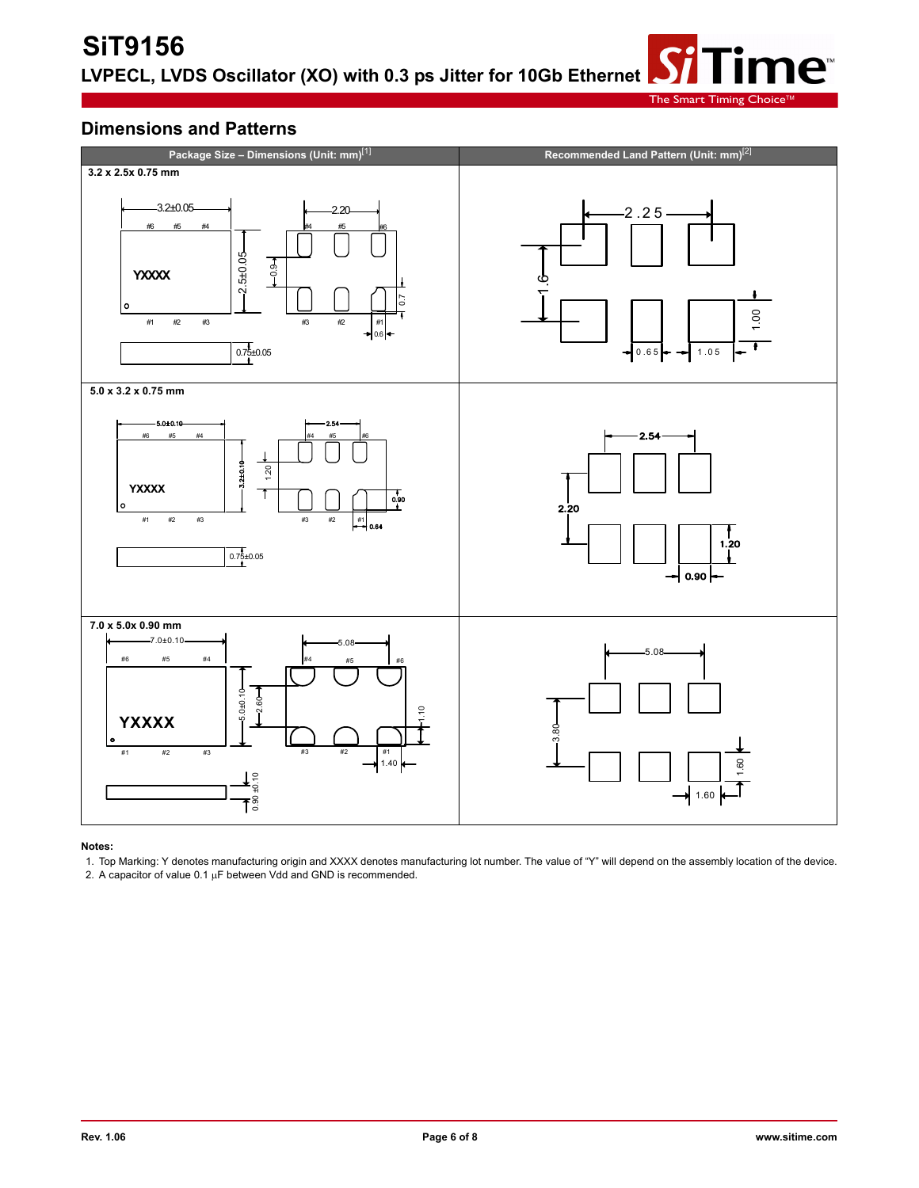## Dimensions and Patterns

| Package Size – Dimensions (Unit: mm)[1] | Recommended Land Pattern (Unit: mm)[2] |
|---|---|
| **3.2 x 2.5x 0.75 mm** | |
| 3.2±0.05, 2.20, 2.5±0.05, 0.9, 0.7, 0.6, 0.75±0.05, YXXXX, #1 #2 #3 #4 #5 #6 | 2.25, 1.6, 1.00, 0.65, 1.05 |
| **5.0 x 3.2 x 0.75 mm** | |
| 5.0±0.10, 2.54, 3.2±0.10, 1.20, 0.90, 0.64, 0.75±0.05, YXXXX, #1 #2 #3 #4 #5 #6 | 2.54, 2.20, 1.20, 0.90 |
| **7.0 x 5.0x 0.90 mm** | |
| 7.0±0.10, 5.08, 5.0±0.10, 2.60, 1.10, 1.40, 0.90 ±0.10, YXXXX, #1 #2 #3 #4 #5 #6 | 5.08, 3.80, 1.60, 1.60 |

**Notes:**

1. Top Marking: Y denotes manufacturing origin and XXXX denotes manufacturing lot number. The value of "Y" will depend on the assembly location of the device.
2. A capacitor of value 0.1 µF between Vdd and GND is recommended.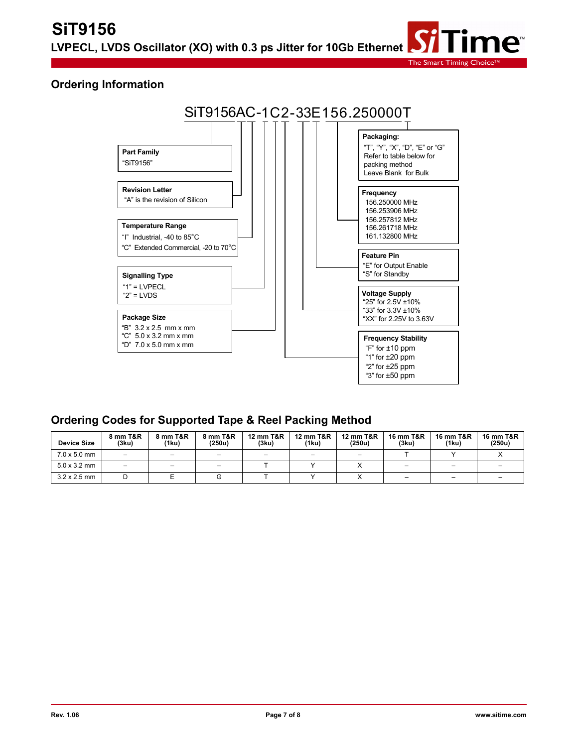## Ordering Information

SiT9156AC-1C2-33E156.250000T

**Part Family**
"SiT9156"

**Revision Letter**
"A" is the revision of Silicon

**Temperature Range**
"I" Industrial, -40 to 85°C
"C" Extended Commercial, -20 to 70°C

**Signalling Type**
"1" = LVPECL
"2" = LVDS

**Package Size**
"B" 3.2 x 2.5 mm x mm
"C" 5.0 x 3.2 mm x mm
"D" 7.0 x 5.0 mm x mm

**Packaging:**
"T", "Y", "X", "D", "E" or "G"
Refer to table below for packing method
Leave Blank for Bulk

**Frequency**
156.250000 MHz
156.253906 MHz
156.257812 MHz
156.261718 MHz
161.132800 MHz

**Feature Pin**
"E" for Output Enable
"S" for Standby

**Voltage Supply**
"25" for 2.5V ±10%
"33" for 3.3V ±10%
"XX" for 2.25V to 3.63V

**Frequency Stability**
"F" for ±10 ppm
"1" for ±20 ppm
"2" for ±25 ppm
"3" for ±50 ppm

## Ordering Codes for Supported Tape & Reel Packing Method

| Device Size | 8 mm T&R (3ku) | 8 mm T&R (1ku) | 8 mm T&R (250u) | 12 mm T&R (3ku) | 12 mm T&R (1ku) | 12 mm T&R (250u) | 16 mm T&R (3ku) | 16 mm T&R (1ku) | 16 mm T&R (250u) |
|---|---|---|---|---|---|---|---|---|---|
| 7.0 x 5.0 mm | – | – | – | – | – | – | T | Y | X |
| 5.0 x 3.2 mm | – | – | – | T | Y | X | – | – | – |
| 3.2 x 2.5 mm | D | E | G | T | Y | X | – | – | – |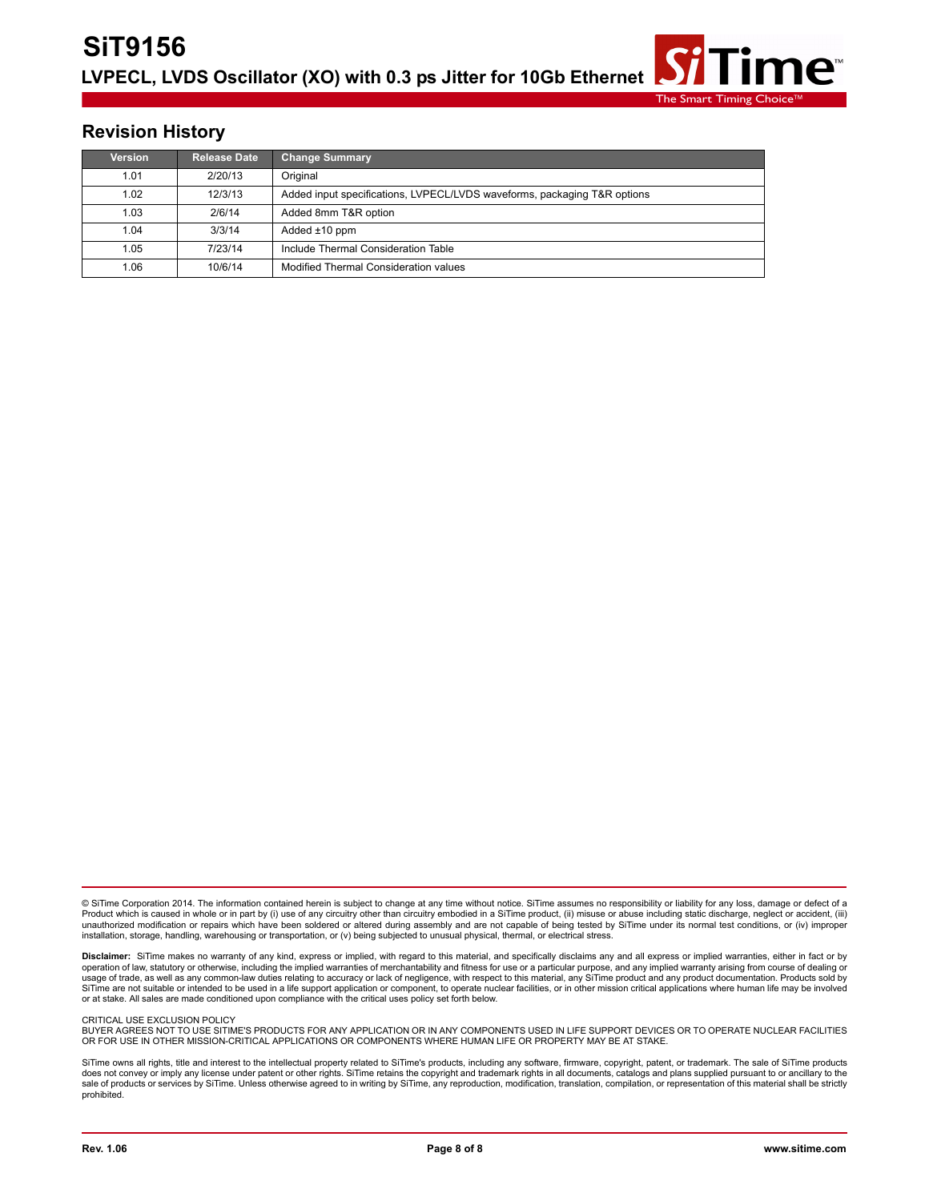## Revision History

| Version | Release Date | Change Summary |
|---|---|---|
| 1.01 | 2/20/13 | Original |
| 1.02 | 12/3/13 | Added input specifications, LVPECL/LVDS waveforms, packaging T&R options |
| 1.03 | 2/6/14 | Added 8mm T&R option |
| 1.04 | 3/3/14 | Added ±10 ppm |
| 1.05 | 7/23/14 | Include Thermal Consideration Table |
| 1.06 | 10/6/14 | Modified Thermal Consideration values |

© SiTime Corporation 2014. The information contained herein is subject to change at any time without notice. SiTime assumes no responsibility or liability for any loss, damage or defect of a Product which is caused in whole or in part by (i) use of any circuitry other than circuitry embodied in a SiTime product, (ii) misuse or abuse including static discharge, neglect or accident, (iii) unauthorized modification or repairs which have been soldered or altered during assembly and are not capable of being tested by SiTime under its normal test conditions, or (iv) improper installation, storage, handling, warehousing or transportation, or (v) being subjected to unusual physical, thermal, or electrical stress.

**Disclaimer:** SiTime makes no warranty of any kind, express or implied, with regard to this material, and specifically disclaims any and all express or implied warranties, either in fact or by operation of law, statutory or otherwise, including the implied warranties of merchantability and fitness for use or a particular purpose, and any implied warranty arising from course of dealing or usage of trade, as well as any common-law duties relating to accuracy or lack of negligence, with respect to this material, any SiTime product and any product documentation. Products sold by SiTime are not suitable or intended to be used in a life support application or component, to operate nuclear facilities, or in other mission critical applications where human life may be involved or at stake. All sales are made conditioned upon compliance with the critical uses policy set forth below.

CRITICAL USE EXCLUSION POLICY
BUYER AGREES NOT TO USE SITIME'S PRODUCTS FOR ANY APPLICATION OR IN ANY COMPONENTS USED IN LIFE SUPPORT DEVICES OR TO OPERATE NUCLEAR FACILITIES OR FOR USE IN OTHER MISSION-CRITICAL APPLICATIONS OR COMPONENTS WHERE HUMAN LIFE OR PROPERTY MAY BE AT STAKE.

SiTime owns all rights, title and interest to the intellectual property related to SiTime's products, including any software, firmware, copyright, patent, or trademark. The sale of SiTime products does not convey or imply any license under patent or other rights. SiTime retains the copyright and trademark rights in all documents, catalogs and plans supplied pursuant to or ancillary to the sale of products or services by SiTime. Unless otherwise agreed to in writing by SiTime, any reproduction, modification, translation, compilation, or representation of this material shall be strictly prohibited.